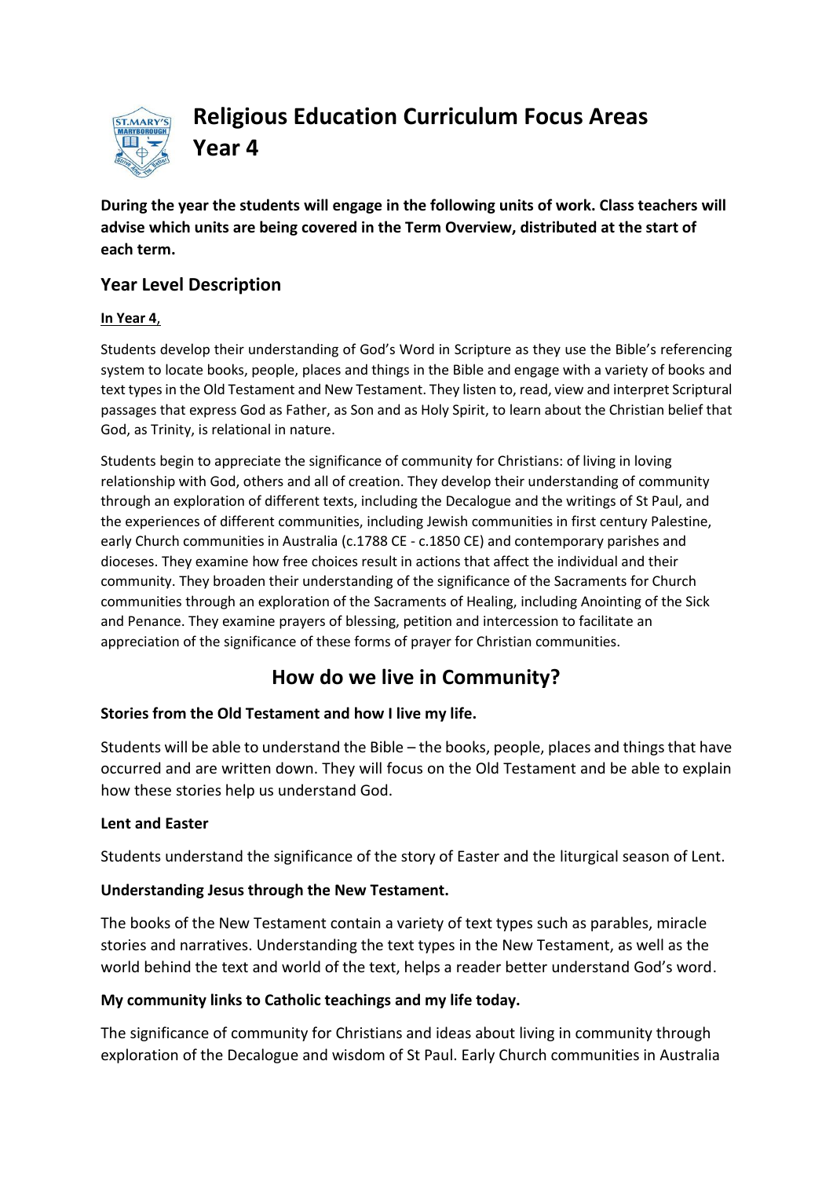# Religious Education Curriculum Focus Areas Year 4

**During the year the students will engage in the following units of work. Class teachers will advise which units are being covered in the Term Overview, distributed at the start of each term.**

## Year Level Description

**In Year 4**,

Students develop their understanding of God's Word in Scripture as they use the Bible's referencing system to locate books, people, places and things in the Bible and engage with a variety of books and text types in the Old Testament and New Testament. They listen to, read, view and interpret Scriptural passages that express God as Father, as Son and as Holy Spirit, to learn about the Christian belief that God, as Trinity, is relational in nature.

Students begin to appreciate the significance of community for Christians: of living in loving relationship with God, others and all of creation. They develop their understanding of community through an exploration of different texts, including the Decalogue and the writings of St Paul, and the experiences of different communities, including Jewish communities in first century Palestine, early Church communities in Australia (c.1788 CE - c.1850 CE) and contemporary parishes and dioceses. They examine how free choices result in actions that affect the individual and their community. They broaden their understanding of the significance of the Sacraments for Church communities through an exploration of the Sacraments of Healing, including Anointing of the Sick and Penance. They examine prayers of blessing, petition and intercession to facilitate an appreciation of the significance of these forms of prayer for Christian communities.

## How do we live in Community?

**Stories from the Old Testament and how I live my life.**

Students will be able to understand the Bible – the books, people, places and things that have occurred and are written down. They will focus on the Old Testament and be able to explain how these stories help us understand God.

**Lent and Easter**

Students understand the significance of the story of Easter and the liturgical season of Lent.

**Understanding Jesus through the New Testament.**

The books of the New Testament contain a variety of text types such as parables, miracle stories and narratives. Understanding the text types in the New Testament, as well as the world behind the text and world of the text, helps a reader better understand God's word.

**My community links to Catholic teachings and my life today.**

The significance of community for Christians and ideas about living in community through exploration of the Decalogue and wisdom of St Paul. Early Church communities in Australia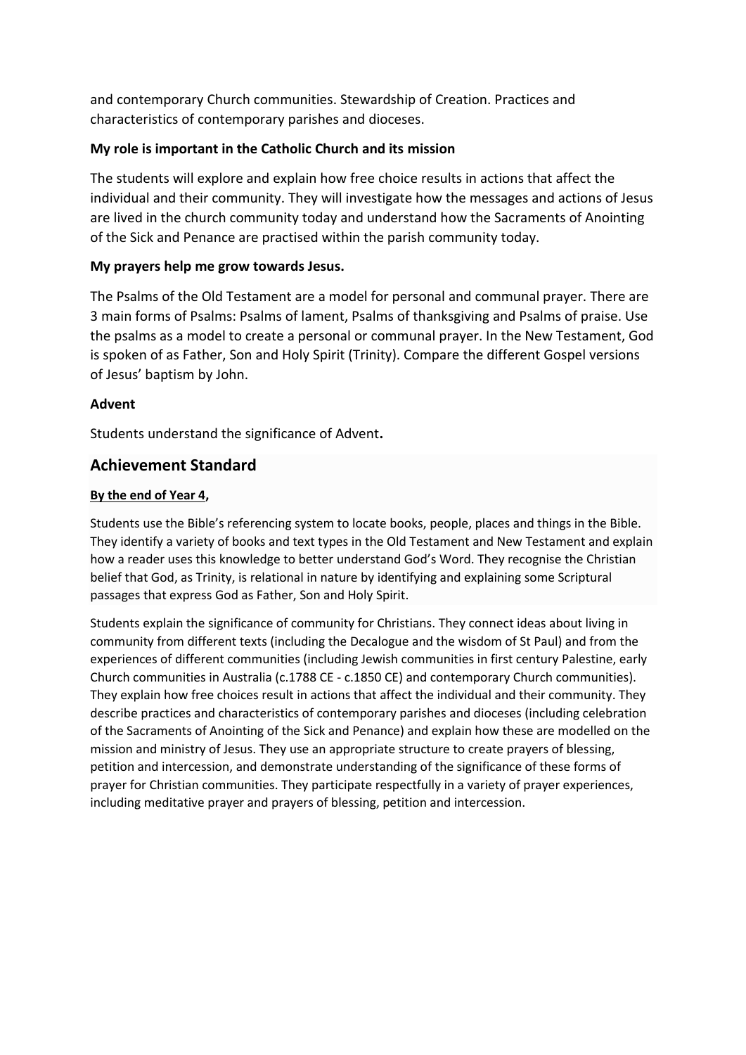and contemporary Church communities. Stewardship of Creation. Practices and characteristics of contemporary parishes and dioceses.

**My role is important in the Catholic Church and its mission**

The students will explore and explain how free choice results in actions that affect the individual and their community. They will investigate how the messages and actions of Jesus are lived in the church community today and understand how the Sacraments of Anointing of the Sick and Penance are practised within the parish community today.

**My prayers help me grow towards Jesus.**

The Psalms of the Old Testament are a model for personal and communal prayer. There are 3 main forms of Psalms: Psalms of lament, Psalms of thanksgiving and Psalms of praise. Use the psalms as a model to create a personal or communal prayer. In the New Testament, God is spoken of as Father, Son and Holy Spirit (Trinity). Compare the different Gospel versions of Jesus' baptism by John.

**Advent**

Students understand the significance of Advent**.**

## Achievement Standard

**By the end of Year 4,**

Students use the Bible's referencing system to locate books, people, places and things in the Bible. They identify a variety of books and text types in the Old Testament and New Testament and explain how a reader uses this knowledge to better understand God's Word. They recognise the Christian belief that God, as Trinity, is relational in nature by identifying and explaining some Scriptural passages that express God as Father, Son and Holy Spirit.

Students explain the significance of community for Christians. They connect ideas about living in community from different texts (including the Decalogue and the wisdom of St Paul) and from the experiences of different communities (including Jewish communities in first century Palestine, early Church communities in Australia (c.1788 CE - c.1850 CE) and contemporary Church communities). They explain how free choices result in actions that affect the individual and their community. They describe practices and characteristics of contemporary parishes and dioceses (including celebration of the Sacraments of Anointing of the Sick and Penance) and explain how these are modelled on the mission and ministry of Jesus. They use an appropriate structure to create prayers of blessing, petition and intercession, and demonstrate understanding of the significance of these forms of prayer for Christian communities. They participate respectfully in a variety of prayer experiences, including meditative prayer and prayers of blessing, petition and intercession.